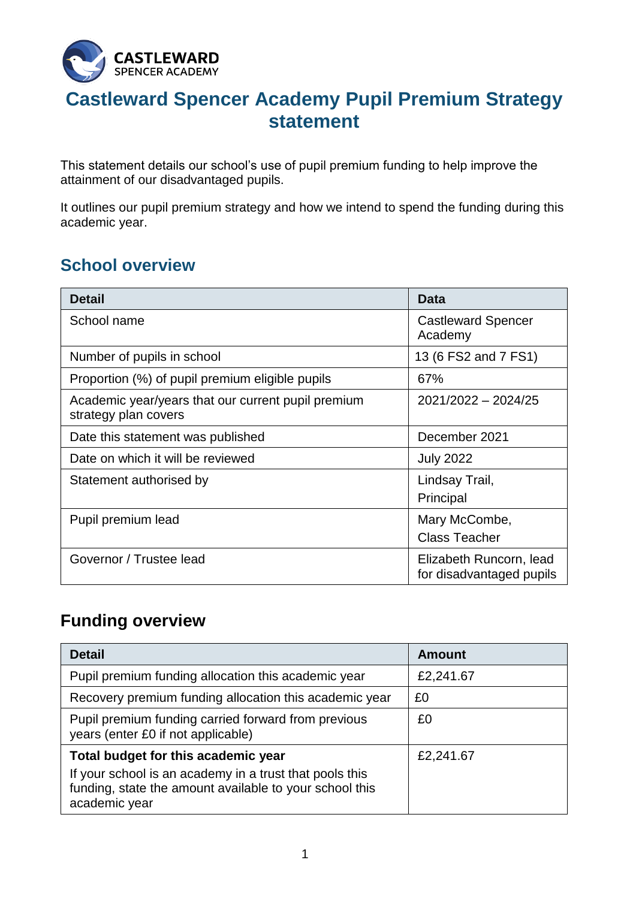# Castleward Spencer Academy Pupil Premium Strategy statement

This statement details our school's use of pupil premium funding to help improve the attainment of our disadvantaged pupils.

It outlines our pupil premium strategy and how we intend to spend the funding during this academic year.

## School overview

| Detail | Data |
|---|---|
| School name | Castleward Spencer Academy |
| Number of pupils in school | 13 (6 FS2 and 7 FS1) |
| Proportion (%) of pupil premium eligible pupils | 67% |
| Academic year/years that our current pupil premium strategy plan covers | 2021/2022 – 2024/25 |
| Date this statement was published | December 2021 |
| Date on which it will be reviewed | July 2022 |
| Statement authorised by | Lindsay Trail, Principal |
| Pupil premium lead | Mary McCombe, Class Teacher |
| Governor / Trustee lead | Elizabeth Runcorn, lead for disadvantaged pupils |

## Funding overview

| Detail | Amount |
|---|---|
| Pupil premium funding allocation this academic year | £2,241.67 |
| Recovery premium funding allocation this academic year | £0 |
| Pupil premium funding carried forward from previous years (enter £0 if not applicable) | £0 |
| **Total budget for this academic year** If your school is an academy in a trust that pools this funding, state the amount available to your school this academic year | £2,241.67 |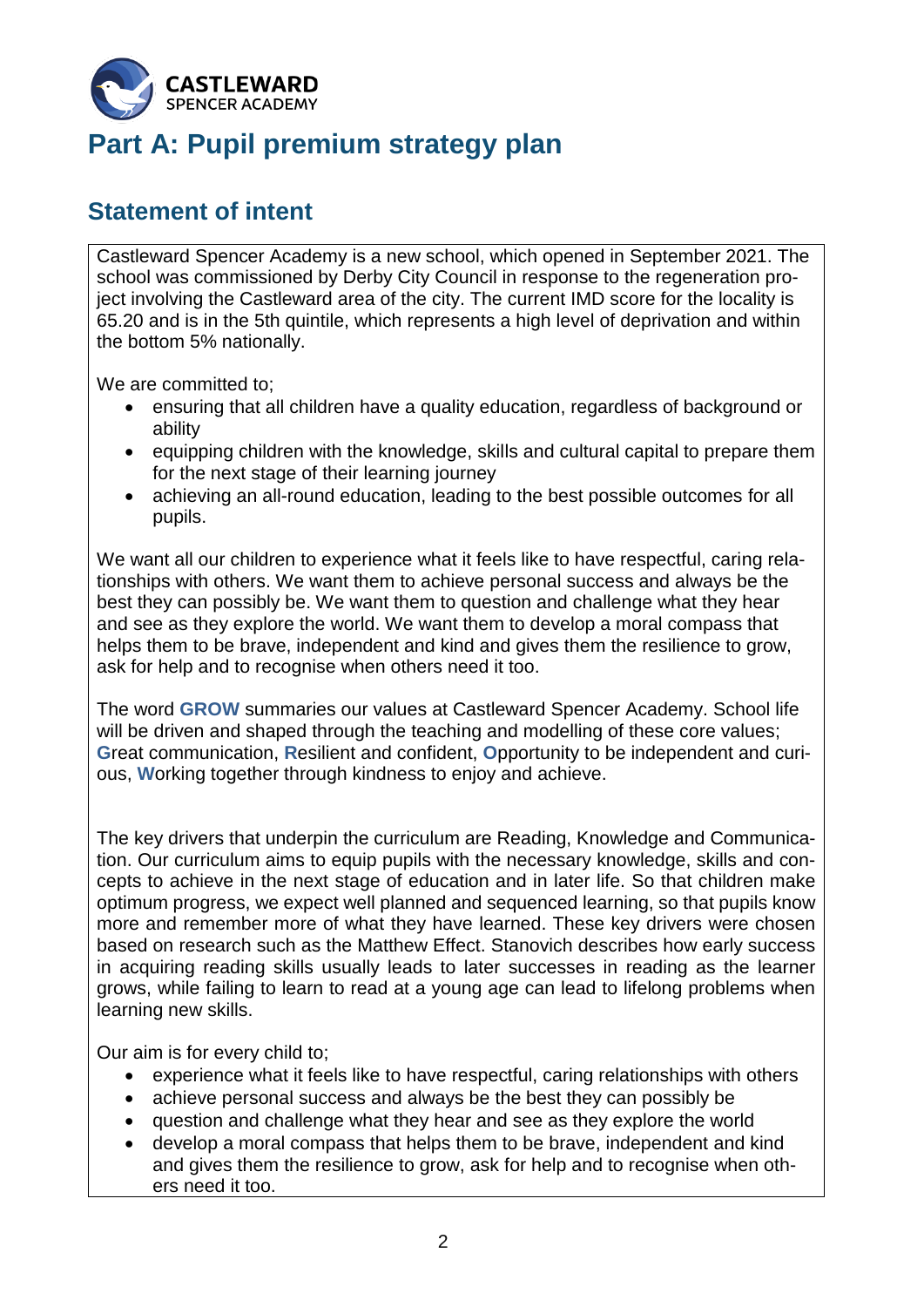# Part A: Pupil premium strategy plan

## Statement of intent

Castleward Spencer Academy is a new school, which opened in September 2021. The school was commissioned by Derby City Council in response to the regeneration project involving the Castleward area of the city. The current IMD score for the locality is 65.20 and is in the 5th quintile, which represents a high level of deprivation and within the bottom 5% nationally.

We are committed to;

- ensuring that all children have a quality education, regardless of background or ability
- equipping children with the knowledge, skills and cultural capital to prepare them for the next stage of their learning journey
- achieving an all-round education, leading to the best possible outcomes for all pupils.

We want all our children to experience what it feels like to have respectful, caring relationships with others. We want them to achieve personal success and always be the best they can possibly be. We want them to question and challenge what they hear and see as they explore the world. We want them to develop a moral compass that helps them to be brave, independent and kind and gives them the resilience to grow, ask for help and to recognise when others need it too.

The word **GROW** summaries our values at Castleward Spencer Academy. School life will be driven and shaped through the teaching and modelling of these core values; **G**reat communication, **R**esilient and confident, **O**pportunity to be independent and curious, **W**orking together through kindness to enjoy and achieve.

The key drivers that underpin the curriculum are Reading, Knowledge and Communication. Our curriculum aims to equip pupils with the necessary knowledge, skills and concepts to achieve in the next stage of education and in later life. So that children make optimum progress, we expect well planned and sequenced learning, so that pupils know more and remember more of what they have learned. These key drivers were chosen based on research such as the Matthew Effect. Stanovich describes how early success in acquiring reading skills usually leads to later successes in reading as the learner grows, while failing to learn to read at a young age can lead to lifelong problems when learning new skills.

Our aim is for every child to;

- experience what it feels like to have respectful, caring relationships with others
- achieve personal success and always be the best they can possibly be
- question and challenge what they hear and see as they explore the world
- develop a moral compass that helps them to be brave, independent and kind and gives them the resilience to grow, ask for help and to recognise when others need it too.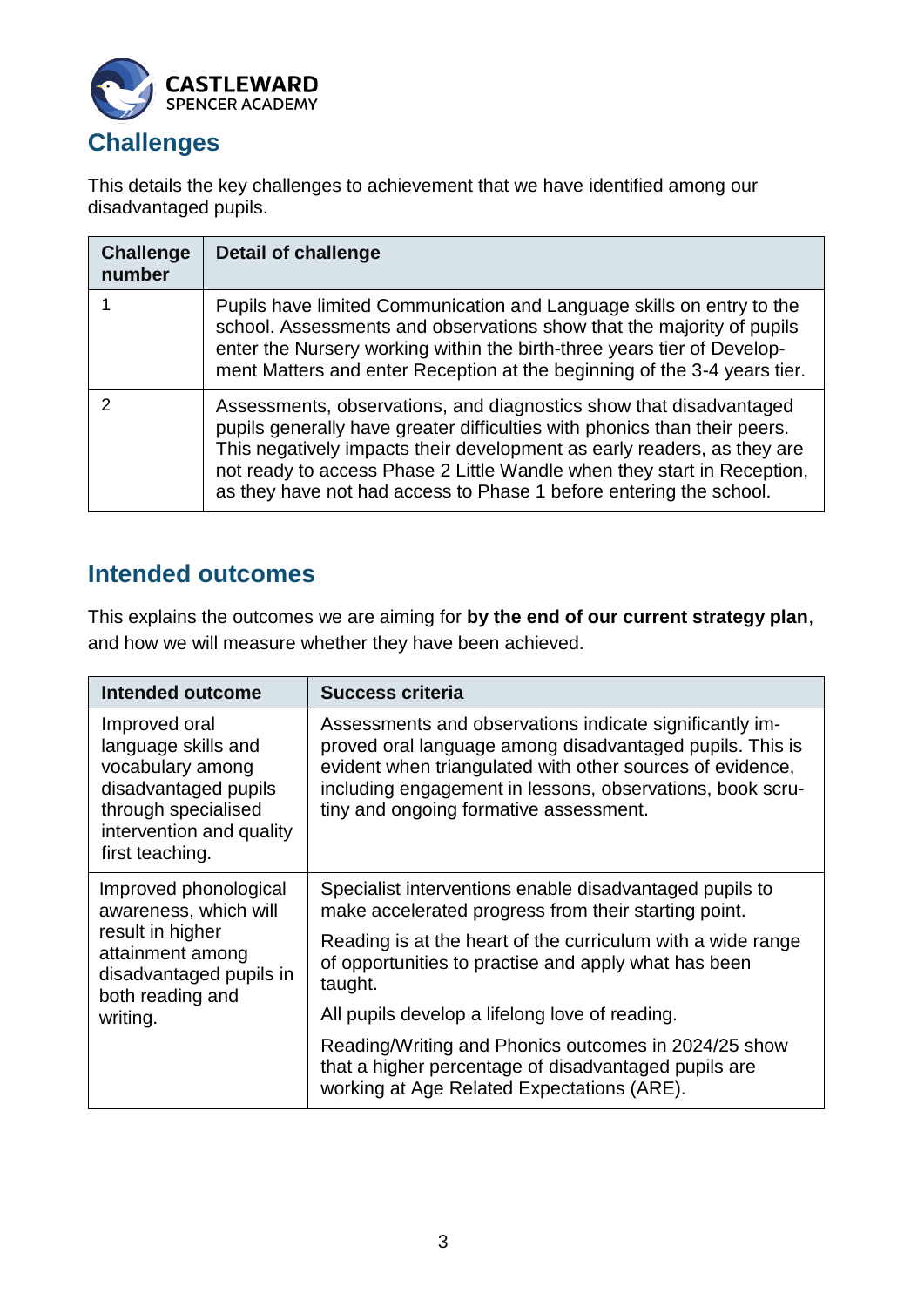## Challenges

This details the key challenges to achievement that we have identified among our disadvantaged pupils.

| Challenge number | Detail of challenge |
| --- | --- |
| 1 | Pupils have limited Communication and Language skills on entry to the school. Assessments and observations show that the majority of pupils enter the Nursery working within the birth-three years tier of Development Matters and enter Reception at the beginning of the 3-4 years tier. |
| 2 | Assessments, observations, and diagnostics show that disadvantaged pupils generally have greater difficulties with phonics than their peers. This negatively impacts their development as early readers, as they are not ready to access Phase 2 Little Wandle when they start in Reception, as they have not had access to Phase 1 before entering the school. |

## Intended outcomes

This explains the outcomes we are aiming for **by the end of our current strategy plan**, and how we will measure whether they have been achieved.

| Intended outcome | Success criteria |
| --- | --- |
| Improved oral language skills and vocabulary among disadvantaged pupils through specialised intervention and quality first teaching. | Assessments and observations indicate significantly improved oral language among disadvantaged pupils. This is evident when triangulated with other sources of evidence, including engagement in lessons, observations, book scrutiny and ongoing formative assessment. |
| Improved phonological awareness, which will result in higher attainment among disadvantaged pupils in both reading and writing. | Specialist interventions enable disadvantaged pupils to make accelerated progress from their starting point.<br><br>Reading is at the heart of the curriculum with a wide range of opportunities to practise and apply what has been taught.<br><br>All pupils develop a lifelong love of reading.<br><br>Reading/Writing and Phonics outcomes in 2024/25 show that a higher percentage of disadvantaged pupils are working at Age Related Expectations (ARE). |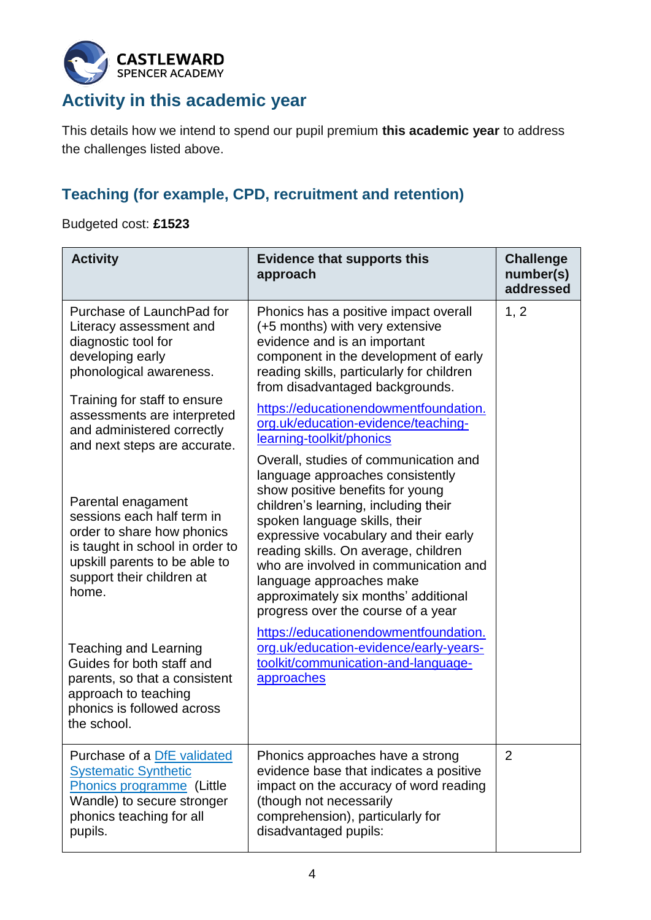## Activity in this academic year

This details how we intend to spend our pupil premium **this academic year** to address the challenges listed above.

### Teaching (for example, CPD, recruitment and retention)

Budgeted cost: **£1523**

| Activity | Evidence that supports this approach | Challenge number(s) addressed |
|---|---|---|
| Purchase of LaunchPad for Literacy assessment and diagnostic tool for developing early phonological awareness.<br><br>Training for staff to ensure assessments are interpreted and administered correctly and next steps are accurate.<br><br>Parental enagament sessions each half term in order to share how phonics is taught in school in order to upskill parents to be able to support their children at home.<br><br>Teaching and Learning Guides for both staff and parents, so that a consistent approach to teaching phonics is followed across the school. | Phonics has a positive impact overall (+5 months) with very extensive evidence and is an important component in the development of early reading skills, particularly for children from disadvantaged backgrounds.<br><br>[https://educationendowmentfoundation.org.uk/education-evidence/teaching-learning-toolkit/phonics](https://educationendowmentfoundation.org.uk/education-evidence/teaching-learning-toolkit/phonics)<br><br>Overall, studies of communication and language approaches consistently show positive benefits for young children's learning, including their spoken language skills, their expressive vocabulary and their early reading skills. On average, children who are involved in communication and language approaches make approximately six months' additional progress over the course of a year<br><br>[https://educationendowmentfoundation.org.uk/education-evidence/early-years-toolkit/communication-and-language-approaches](https://educationendowmentfoundation.org.uk/education-evidence/early-years-toolkit/communication-and-language-approaches) | 1, 2 |
| Purchase of a DfE validated Systematic Synthetic Phonics programme (Little Wandle) to secure stronger phonics teaching for all pupils. | Phonics approaches have a strong evidence base that indicates a positive impact on the accuracy of word reading (though not necessarily comprehension), particularly for disadvantaged pupils: | 2 |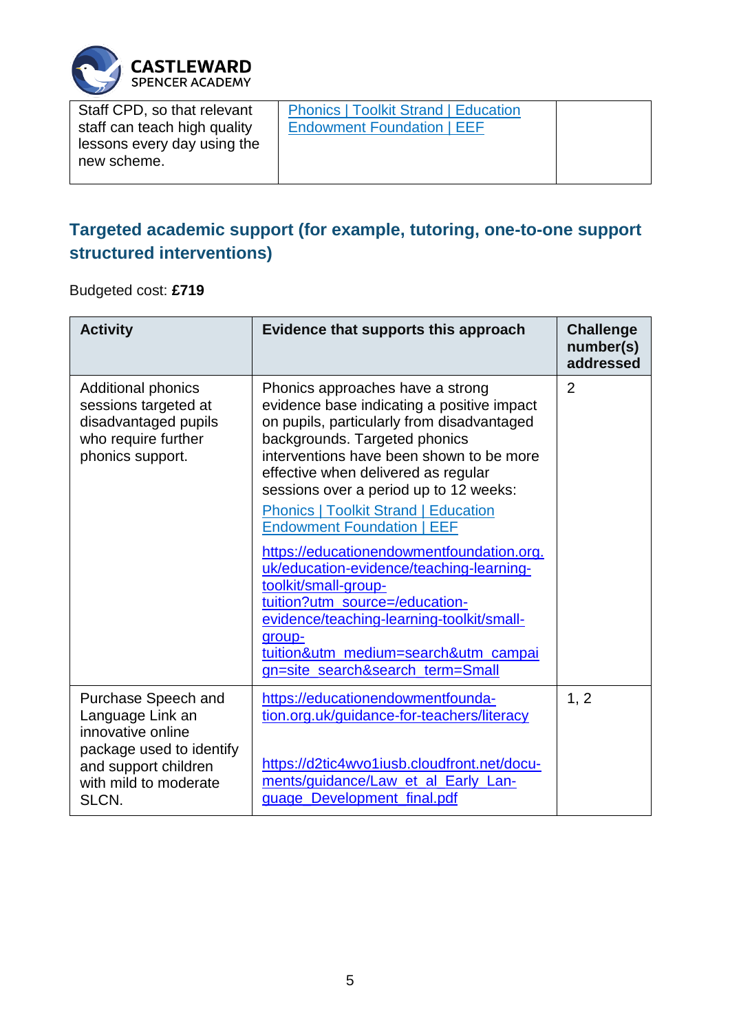| Staff CPD, so that relevant staff can teach high quality lessons every day using the new scheme. | [Phonics | Toolkit Strand | Education Endowment Foundation | EEF]() | |
|---|---|---|

## Targeted academic support (for example, tutoring, one-to-one support structured interventions)

Budgeted cost: **£719**

| Activity | Evidence that supports this approach | Challenge number(s) addressed |
|---|---|---|
| Additional phonics sessions targeted at disadvantaged pupils who require further phonics support. | Phonics approaches have a strong evidence base indicating a positive impact on pupils, particularly from disadvantaged backgrounds. Targeted phonics interventions have been shown to be more effective when delivered as regular sessions over a period up to 12 weeks: Phonics \| Toolkit Strand \| Education Endowment Foundation \| EEF https://educationendowmentfoundation.org.uk/education-evidence/teaching-learning-toolkit/small-group-tuition?utm_source=/education-evidence/teaching-learning-toolkit/small-group-tuition&utm_medium=search&utm_campaign=site_search&search_term=Small | 2 |
| Purchase Speech and Language Link an innovative online package used to identify and support children with mild to moderate SLCN. | https://educationendowmentfoundation.org.uk/guidance-for-teachers/literacy https://d2tic4wvo1iusb.cloudfront.net/documents/guidance/Law_et_al_Early_Language_Development_final.pdf | 1, 2 |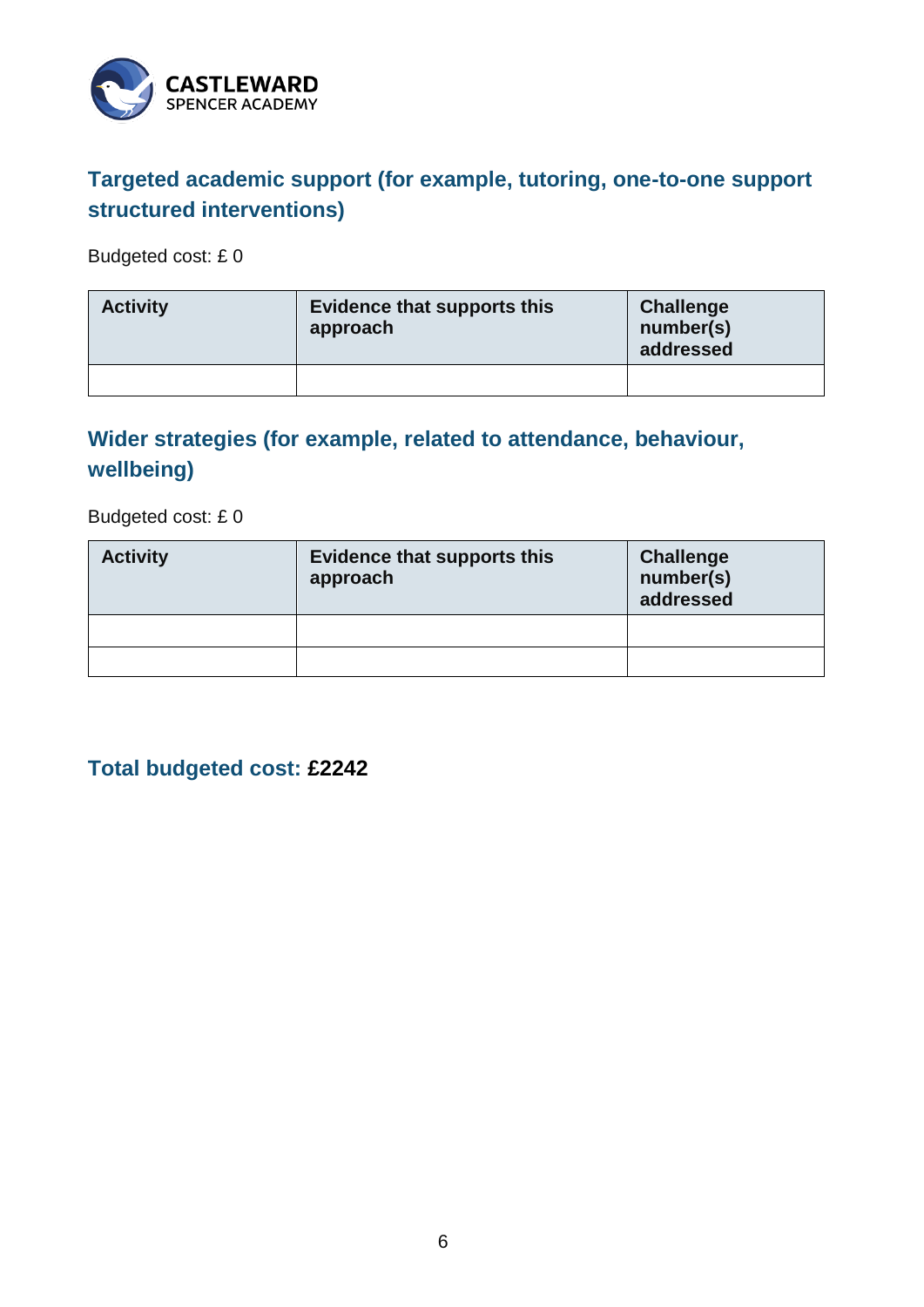## Targeted academic support (for example, tutoring, one-to-one support structured interventions)

Budgeted cost: £ 0

| Activity | Evidence that supports this approach | Challenge number(s) addressed |
|---|---|---|
| | | |

## Wider strategies (for example, related to attendance, behaviour, wellbeing)

Budgeted cost: £ 0

| Activity | Evidence that supports this approach | Challenge number(s) addressed |
|---|---|---|
| | | |
| | | |

## Total budgeted cost: **£2242**